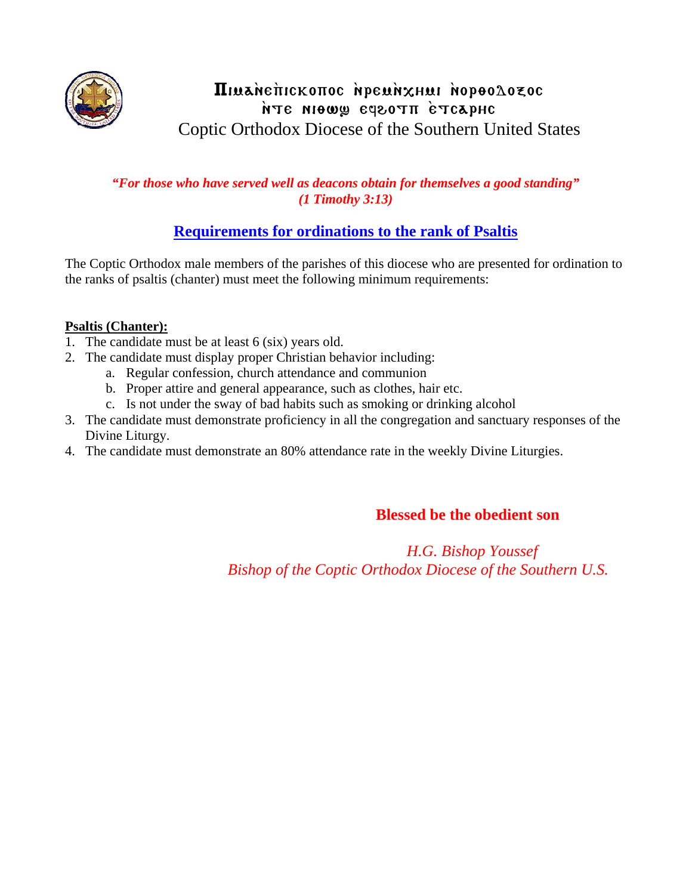Πιμαǹεπ̀ισκοπος ǹρεμǹχημι ǹορθοδοξος ǹτε νιθωϣ εϥϩουτ ǹτσαρης

Coptic Orthodox Diocese of the Southern United States

***"For those who have served well as deacons obtain for themselves a good standing" (1 Timothy 3:13)***

## Requirements for ordinations to the rank of Psaltis

The Coptic Orthodox male members of the parishes of this diocese who are presented for ordination to the ranks of psaltis (chanter) must meet the following minimum requirements:

**Psaltis (Chanter):**

1. The candidate must be at least 6 (six) years old.
2. The candidate must display proper Christian behavior including:
   a. Regular confession, church attendance and communion
   b. Proper attire and general appearance, such as clothes, hair etc.
   c. Is not under the sway of bad habits such as smoking or drinking alcohol
3. The candidate must demonstrate proficiency in all the congregation and sanctuary responses of the Divine Liturgy.
4. The candidate must demonstrate an 80% attendance rate in the weekly Divine Liturgies.

**Blessed be the obedient son**

*H.G. Bishop Youssef*
*Bishop of the Coptic Orthodox Diocese of the Southern U.S.*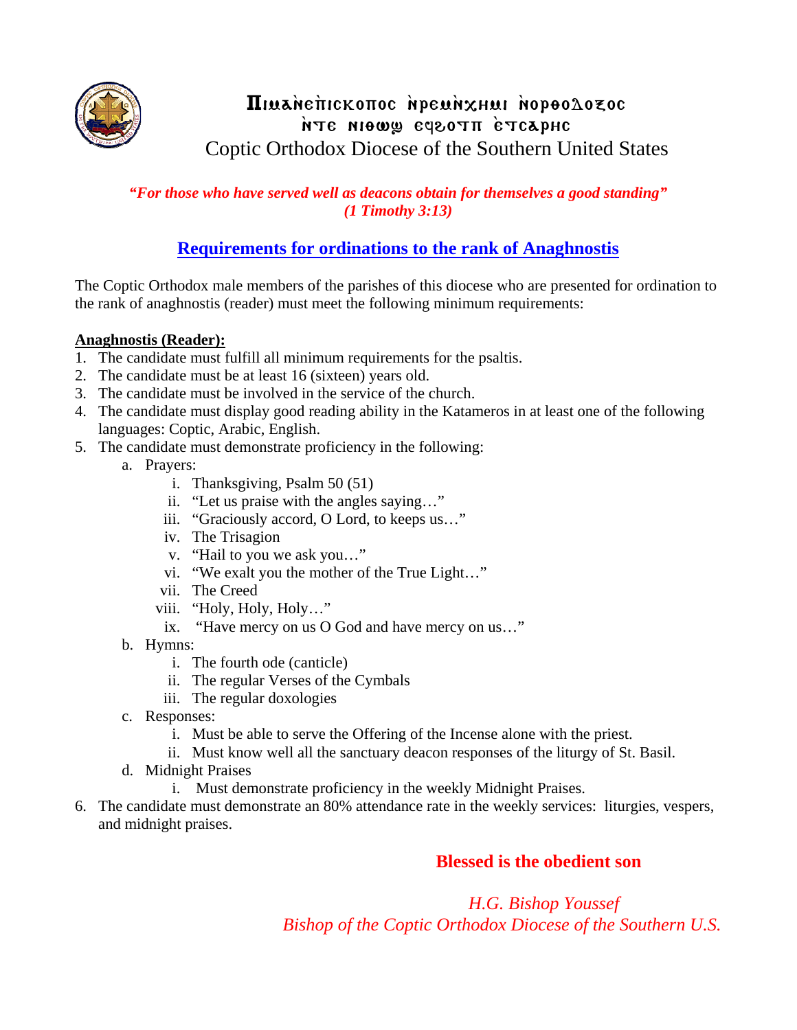Ⲡⲓⲙⲁⲛⲉⲡⲓⲥⲕⲟⲡⲟⲥ ⲛ̀ⲣⲉⲙⲛ̀ⲭⲏⲙⲓ ⲛ̀ⲟⲣⲑⲟⲇⲟⲝⲟⲥ ⲛ̀ⲧⲉ ⲛⲓⲑⲱϣ ⲉϥϩⲟⲧⲡ ⲉ̀ⲧⲥⲁⲣⲏⲥ

Coptic Orthodox Diocese of the Southern United States

***"For those who have served well as deacons obtain for themselves a good standing"***
***(1 Timothy 3:13)***

## Requirements for ordinations to the rank of Anaghnostis

The Coptic Orthodox male members of the parishes of this diocese who are presented for ordination to the rank of anaghnostis (reader) must meet the following minimum requirements:

**Anaghnostis (Reader):**

1. The candidate must fulfill all minimum requirements for the psaltis.
2. The candidate must be at least 16 (sixteen) years old.
3. The candidate must be involved in the service of the church.
4. The candidate must display good reading ability in the Katameros in at least one of the following languages: Coptic, Arabic, English.
5. The candidate must demonstrate proficiency in the following:
   a. Prayers:
      i. Thanksgiving, Psalm 50 (51)
      ii. "Let us praise with the angles saying…"
      iii. "Graciously accord, O Lord, to keeps us…"
      iv. The Trisagion
      v. "Hail to you we ask you…"
      vi. "We exalt you the mother of the True Light…"
      vii. The Creed
      viii. "Holy, Holy, Holy…"
      ix. "Have mercy on us O God and have mercy on us…"
   b. Hymns:
      i. The fourth ode (canticle)
      ii. The regular Verses of the Cymbals
      iii. The regular doxologies
   c. Responses:
      i. Must be able to serve the Offering of the Incense alone with the priest.
      ii. Must know well all the sanctuary deacon responses of the liturgy of St. Basil.
   d. Midnight Praises
      i. Must demonstrate proficiency in the weekly Midnight Praises.
6. The candidate must demonstrate an 80% attendance rate in the weekly services: liturgies, vespers, and midnight praises.

**Blessed is the obedient son**

*H.G. Bishop Youssef*
*Bishop of the Coptic Orthodox Diocese of the Southern U.S.*